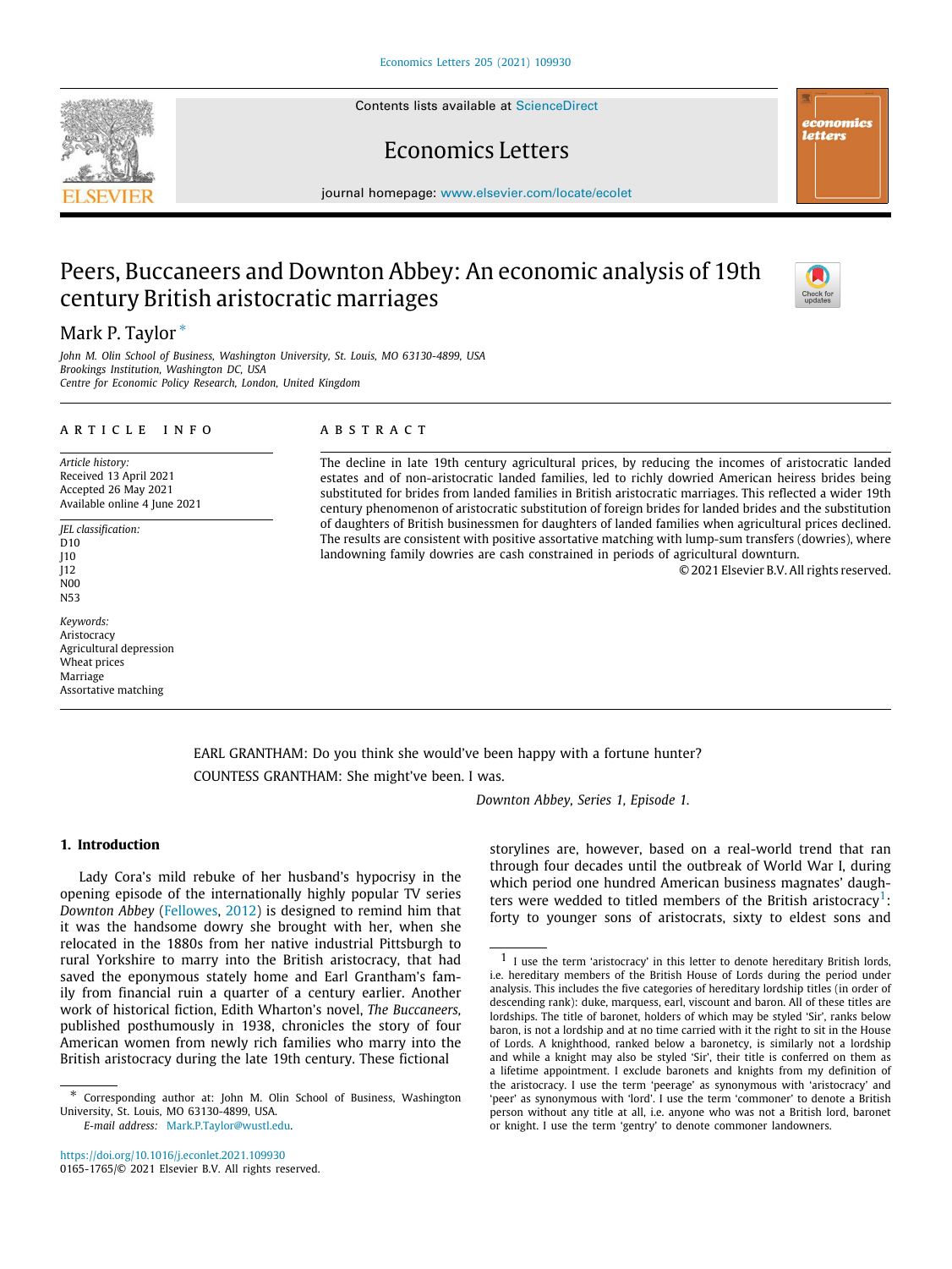# Peers, Buccaneers and Downton Abbey: An economic analysis of 19th century British aristocratic marriages

Mark P. Taylor *

*John M. Olin School of Business, Washington University, St. Louis, MO 63130-4899, USA*
*Brookings Institution, Washington DC, USA*
*Centre for Economic Policy Research, London, United Kingdom*

## ARTICLE INFO

*Article history:*
Received 13 April 2021
Accepted 26 May 2021
Available online 4 June 2021

*JEL classification:*
D10
J10
J12
N00
N53

*Keywords:*
Aristocracy
Agricultural depression
Wheat prices
Marriage
Assortative matching

## ABSTRACT

The decline in late 19th century agricultural prices, by reducing the incomes of aristocratic landed estates and of non-aristocratic landed families, led to richly dowried American heiress brides being substituted for brides from landed families in British aristocratic marriages. This reflected a wider 19th century phenomenon of aristocratic substitution of foreign brides for landed brides and the substitution of daughters of British businessmen for daughters of landed families when agricultural prices declined. The results are consistent with positive assortative matching with lump-sum transfers (dowries), where landowning family dowries are cash constrained in periods of agricultural downturn.

© 2021 Elsevier B.V. All rights reserved.

> EARL GRANTHAM: Do you think she would've been happy with a fortune hunter?
>
> COUNTESS GRANTHAM: She might've been. I was.
>
> *Downton Abbey, Series 1, Episode 1.*

## 1. Introduction

Lady Cora's mild rebuke of her husband's hypocrisy in the opening episode of the internationally highly popular TV series *Downton Abbey* (Fellowes, 2012) is designed to remind him that it was the handsome dowry she brought with her, when she relocated in the 1880s from her native industrial Pittsburgh to rural Yorkshire to marry into the British aristocracy, that had saved the eponymous stately home and Earl Grantham's family from financial ruin a quarter of a century earlier. Another work of historical fiction, Edith Wharton's novel, *The Buccaneers*, published posthumously in 1938, chronicles the story of four American women from newly rich families who marry into the British aristocracy during the late 19th century. These fictional storylines are, however, based on a real-world trend that ran through four decades until the outbreak of World War I, during which period one hundred American business magnates' daughters were wedded to titled members of the British aristocracy[1]: forty to younger sons of aristocrats, sixty to eldest sons and

[1] I use the term 'aristocracy' in this letter to denote hereditary British lords, i.e. hereditary members of the British House of Lords during the period under analysis. This includes the five categories of hereditary lordship titles (in order of descending rank): duke, marquess, earl, viscount and baron. All of these titles are lordships. The title of baronet, holders of which may be styled 'Sir', ranks below baron, is not a lordship and at no time carried with it the right to sit in the House of Lords. A knighthood, ranked below a baronetcy, is similarly not a lordship and while a knight may also be styled 'Sir', their title is conferred on them as a lifetime appointment. I exclude baronets and knights from my definition of the aristocracy. I use the term 'peerage' as synonymous with 'aristocracy' and 'peer' as synonymous with 'lord'. I use the term 'commoner' to denote a British person without any title at all, i.e. anyone who was not a British lord, baronet or knight. I use the term 'gentry' to denote commoner landowners.

* Corresponding author at: John M. Olin School of Business, Washington University, St. Louis, MO 63130-4899, USA.
*E-mail address:* Mark.P.Taylor@wustl.edu.

https://doi.org/10.1016/j.econlet.2021.109930
0165-1765/© 2021 Elsevier B.V. All rights reserved.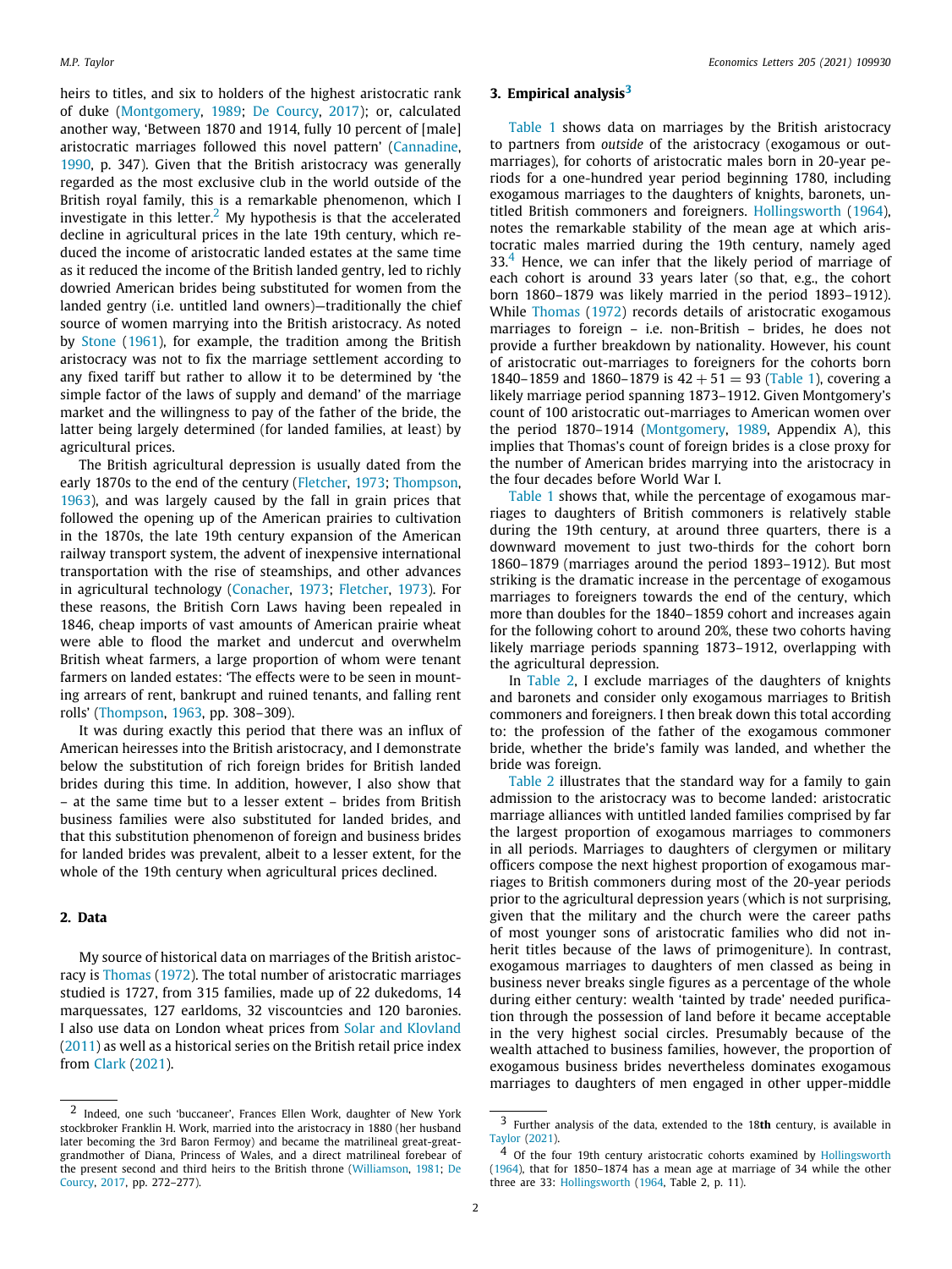heirs to titles, and six to holders of the highest aristocratic rank of duke (Montgomery, 1989; De Courcy, 2017); or, calculated another way, 'Between 1870 and 1914, fully 10 percent of [male] aristocratic marriages followed this novel pattern' (Cannadine, 1990, p. 347). Given that the British aristocracy was generally regarded as the most exclusive club in the world outside of the British royal family, this is a remarkable phenomenon, which I investigate in this letter.[2] My hypothesis is that the accelerated decline in agricultural prices in the late 19th century, which reduced the income of aristocratic landed estates at the same time as it reduced the income of the British landed gentry, led to richly dowried American brides being substituted for women from the landed gentry (i.e. untitled land owners)—traditionally the chief source of women marrying into the British aristocracy. As noted by Stone (1961), for example, the tradition among the British aristocracy was not to fix the marriage settlement according to any fixed tariff but rather to allow it to be determined by 'the simple factor of the laws of supply and demand' of the marriage market and the willingness to pay of the father of the bride, the latter being largely determined (for landed families, at least) by agricultural prices.

The British agricultural depression is usually dated from the early 1870s to the end of the century (Fletcher, 1973; Thompson, 1963), and was largely caused by the fall in grain prices that followed the opening up of the American prairies to cultivation in the 1870s, the late 19th century expansion of the American railway transport system, the advent of inexpensive international transportation with the rise of steamships, and other advances in agricultural technology (Conacher, 1973; Fletcher, 1973). For these reasons, the British Corn Laws having been repealed in 1846, cheap imports of vast amounts of American prairie wheat were able to flood the market and undercut and overwhelm British wheat farmers, a large proportion of whom were tenant farmers on landed estates: 'The effects were to be seen in mounting arrears of rent, bankrupt and ruined tenants, and falling rent rolls' (Thompson, 1963, pp. 308–309).

It was during exactly this period that there was an influx of American heiresses into the British aristocracy, and I demonstrate below the substitution of rich foreign brides for British landed brides during this time. In addition, however, I also show that – at the same time but to a lesser extent – brides from British business families were also substituted for landed brides, and that this substitution phenomenon of foreign and business brides for landed brides was prevalent, albeit to a lesser extent, for the whole of the 19th century when agricultural prices declined.

## 2. Data

My source of historical data on marriages of the British aristocracy is Thomas (1972). The total number of aristocratic marriages studied is 1727, from 315 families, made up of 22 dukedoms, 14 marquessates, 127 earldoms, 32 viscountcies and 120 baronies. I also use data on London wheat prices from Solar and Klovland (2011) as well as a historical series on the British retail price index from Clark (2021).

## 3. Empirical analysis[3]

Table 1 shows data on marriages by the British aristocracy to partners from *outside* of the aristocracy (exogamous or out-marriages), for cohorts of aristocratic males born in 20-year periods for a one-hundred year period beginning 1780, including exogamous marriages to the daughters of knights, baronets, untitled British commoners and foreigners. Hollingsworth (1964), notes the remarkable stability of the mean age at which aristocratic males married during the 19th century, namely aged 33.[4] Hence, we can infer that the likely period of marriage of each cohort is around 33 years later (so that, e.g., the cohort born 1860–1879 was likely married in the period 1893–1912). While Thomas (1972) records details of aristocratic exogamous marriages to foreign – i.e. non-British – brides, he does not provide a further breakdown by nationality. However, his count of aristocratic out-marriages to foreigners for the cohorts born 1840–1859 and 1860–1879 is 42 + 51 = 93 (Table 1), covering a likely marriage period spanning 1873–1912. Given Montgomery's count of 100 aristocratic out-marriages to American women over the period 1870–1914 (Montgomery, 1989, Appendix A), this implies that Thomas's count of foreign brides is a close proxy for the number of American brides marrying into the aristocracy in the four decades before World War I.

Table 1 shows that, while the percentage of exogamous marriages to daughters of British commoners is relatively stable during the 19th century, at around three quarters, there is a downward movement to just two-thirds for the cohort born 1860–1879 (marriages around the period 1893–1912). But most striking is the dramatic increase in the percentage of exogamous marriages to foreigners towards the end of the century, which more than doubles for the 1840–1859 cohort and increases again for the following cohort to around 20%, these two cohorts having likely marriage periods spanning 1873–1912, overlapping with the agricultural depression.

In Table 2, I exclude marriages of the daughters of knights and baronets and consider only exogamous marriages to British commoners and foreigners. I then break down this total according to: the profession of the father of the exogamous commoner bride, whether the bride's family was landed, and whether the bride was foreign.

Table 2 illustrates that the standard way for a family to gain admission to the aristocracy was to become landed: aristocratic marriage alliances with untitled landed families comprised by far the largest proportion of exogamous marriages to commoners in all periods. Marriages to daughters of clergymen or military officers compose the next highest proportion of exogamous marriages to British commoners during most of the 20-year periods prior to the agricultural depression years (which is not surprising, given that the military and the church were the career paths of most younger sons of aristocratic families who did not inherit titles because of the laws of primogeniture). In contrast, exogamous marriages to daughters of men classed as being in business never breaks single figures as a percentage of the whole during either century: wealth 'tainted by trade' needed purification through the possession of land before it became acceptable in the very highest social circles. Presumably because of the wealth attached to business families, however, the proportion of exogamous business brides nevertheless dominates exogamous marriages to daughters of men engaged in other upper-middle

---

[2] Indeed, one such 'buccaneer', Frances Ellen Work, daughter of New York stockbroker Franklin H. Work, married into the aristocracy in 1880 (her husband later becoming the 3rd Baron Fermoy) and became the matrilineal great-great-grandmother of Diana, Princess of Wales, and a direct matrilineal forebear of the present second and third heirs to the British throne (Williamson, 1981; De Courcy, 2017, pp. 272–277).

[3] Further analysis of the data, extended to the 18**th** century, is available in Taylor (2021).

[4] Of the four 19th century aristocratic cohorts examined by Hollingsworth (1964), that for 1850–1874 has a mean age at marriage of 34 while the other three are 33: Hollingsworth (1964, Table 2, p. 11).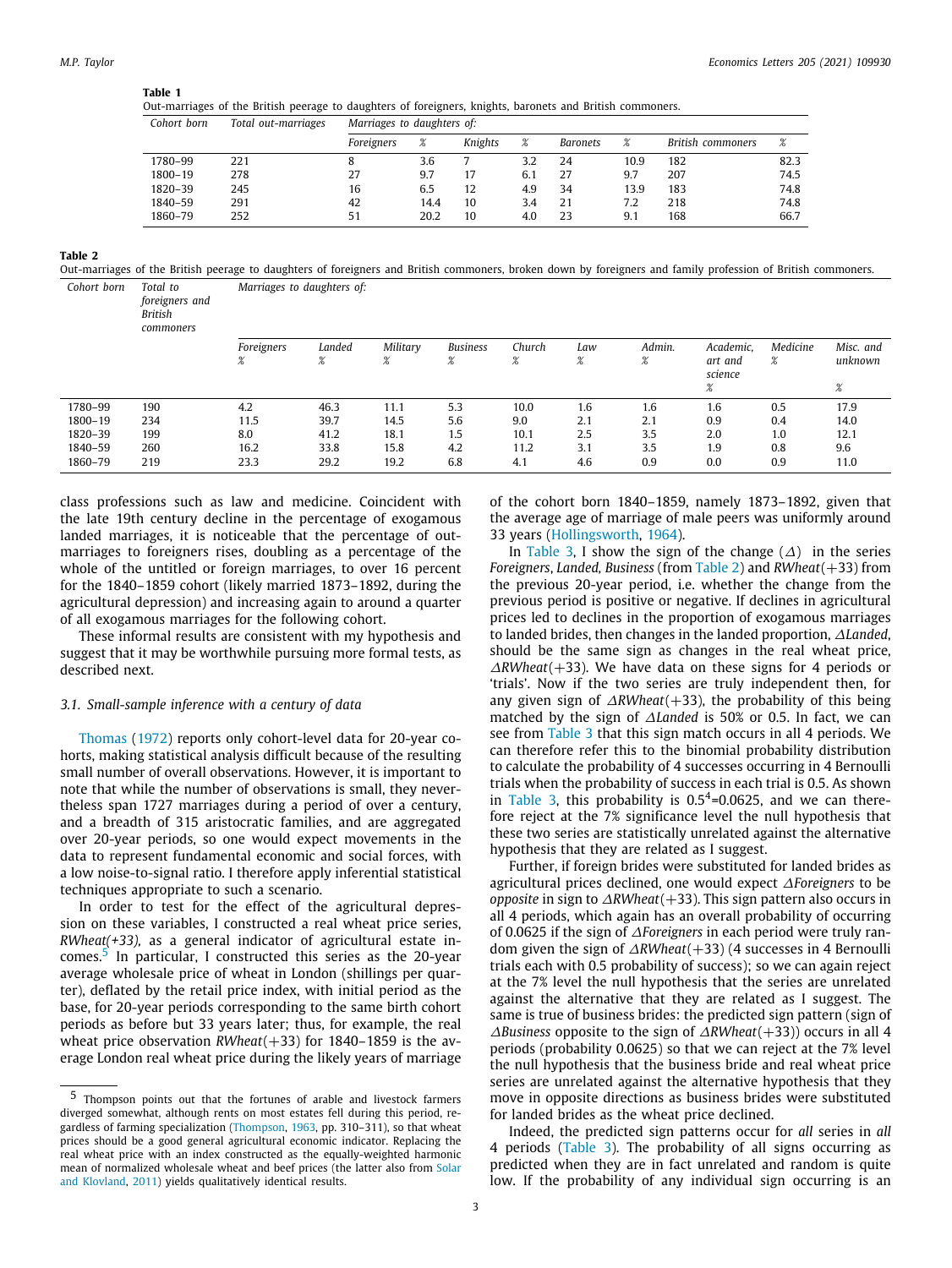**Table 1**
Out-marriages of the British peerage to daughters of foreigners, knights, baronets and British commoners.

| Cohort born | Total out-marriages | Marriages to daughters of: | | | | | | | |
|---|---|---|---|---|---|---|---|---|---|
| | | Foreigners | % | Knights | % | Baronets | % | British commoners | % |
| 1780–99 | 221 | 8 | 3.6 | 7 | 3.2 | 24 | 10.9 | 182 | 82.3 |
| 1800–19 | 278 | 27 | 9.7 | 17 | 6.1 | 27 | 9.7 | 207 | 74.5 |
| 1820–39 | 245 | 16 | 6.5 | 12 | 4.9 | 34 | 13.9 | 183 | 74.8 |
| 1840–59 | 291 | 42 | 14.4 | 10 | 3.4 | 21 | 7.2 | 218 | 74.8 |
| 1860–79 | 252 | 51 | 20.2 | 10 | 4.0 | 23 | 9.1 | 168 | 66.7 |

**Table 2**
Out-marriages of the British peerage to daughters of foreigners and British commoners, broken down by foreigners and family profession of British commoners.

| Cohort born | Total to foreigners and British commoners | Marriages to daughters of: | | | | | | | | | |
|---|---|---|---|---|---|---|---|---|---|---|---|
| | | Foreigners % | Landed % | Military % | Business % | Church % | Law % | Admin. % | Academic, art and science % | Medicine % | Misc. and unknown % |
| 1780–99 | 190 | 4.2 | 46.3 | 11.1 | 5.3 | 10.0 | 1.6 | 1.6 | 1.6 | 0.5 | 17.9 |
| 1800–19 | 234 | 11.5 | 39.7 | 14.5 | 5.6 | 9.0 | 2.1 | 2.1 | 0.9 | 0.4 | 14.0 |
| 1820–39 | 199 | 8.0 | 41.2 | 18.1 | 1.5 | 10.1 | 2.5 | 3.5 | 2.0 | 1.0 | 12.1 |
| 1840–59 | 260 | 16.2 | 33.8 | 15.8 | 4.2 | 11.2 | 3.1 | 3.5 | 1.9 | 0.8 | 9.6 |
| 1860–79 | 219 | 23.3 | 29.2 | 19.2 | 6.8 | 4.1 | 4.6 | 0.9 | 0.0 | 0.9 | 11.0 |

class professions such as law and medicine. Coincident with the late 19th century decline in the percentage of exogamous landed marriages, it is noticeable that the percentage of out-marriages to foreigners rises, doubling as a percentage of the whole of the untitled or foreign marriages, to over 16 percent for the 1840–1859 cohort (likely married 1873–1892, during the agricultural depression) and increasing again to around a quarter of all exogamous marriages for the following cohort.

These informal results are consistent with my hypothesis and suggest that it may be worthwhile pursuing more formal tests, as described next.

### 3.1. Small-sample inference with a century of data

Thomas (1972) reports only cohort-level data for 20-year cohorts, making statistical analysis difficult because of the resulting small number of overall observations. However, it is important to note that while the number of observations is small, they nevertheless span 1727 marriages during a period of over a century, and a breadth of 315 aristocratic families, and are aggregated over 20-year periods, so one would expect movements in the data to represent fundamental economic and social forces, with a low noise-to-signal ratio. I therefore apply inferential statistical techniques appropriate to such a scenario.

In order to test for the effect of the agricultural depression on these variables, I constructed a real wheat price series, *RWheat(+33)*, as a general indicator of agricultural estate incomes.[5] In particular, I constructed this series as the 20-year average wholesale price of wheat in London (shillings per quarter), deflated by the retail price index, with initial period as the base, for 20-year periods corresponding to the same birth cohort periods as before but 33 years later; thus, for example, the real wheat price observation *RWheat*(+33) for 1840–1859 is the average London real wheat price during the likely years of marriage of the cohort born 1840–1859, namely 1873–1892, given that the average age of marriage of male peers was uniformly around 33 years (Hollingsworth, 1964).

In Table 3, I show the sign of the change ($\Delta$) in the series *Foreigners*, *Landed*, *Business* (from Table 2) and *RWheat*(+33) from the previous 20-year period, i.e. whether the change from the previous period is positive or negative. If declines in agricultural prices led to declines in the proportion of exogamous marriages to landed brides, then changes in the landed proportion, $\Delta$*Landed*, should be the same sign as changes in the real wheat price, $\Delta$*RWheat*(+33). We have data on these signs for 4 periods or 'trials'. Now if the two series are truly independent then, for any given sign of $\Delta$*RWheat*(+33), the probability of this being matched by the sign of $\Delta$*Landed* is 50% or 0.5. In fact, we can see from Table 3 that this sign match occurs in all 4 periods. We can therefore refer this to the binomial probability distribution to calculate the probability of 4 successes occurring in 4 Bernoulli trials when the probability of success in each trial is 0.5. As shown in Table 3, this probability is $0.5^4$=0.0625, and we can therefore reject at the 7% significance level the null hypothesis that these two series are statistically unrelated against the alternative hypothesis that they are related as I suggest.

Further, if foreign brides were substituted for landed brides as agricultural prices declined, one would expect $\Delta$*Foreigners* to be *opposite* in sign to $\Delta$*RWheat*(+33). This sign pattern also occurs in all 4 periods, which again has an overall probability of occurring of 0.0625 if the sign of $\Delta$*Foreigners* in each period were truly random given the sign of $\Delta$*RWheat*(+33) (4 successes in 4 Bernoulli trials each with 0.5 probability of success); so we can again reject at the 7% level the null hypothesis that the series are unrelated against the alternative that they are related as I suggest. The same is true of business brides: the predicted sign pattern (sign of $\Delta$*Business* opposite to the sign of $\Delta$*RWheat*(+33)) occurs in all 4 periods (probability 0.0625) so that we can reject at the 7% level the null hypothesis that the business bride and real wheat price series are unrelated against the alternative hypothesis that they move in opposite directions as business brides were substituted for landed brides as the wheat price declined.

Indeed, the predicted sign patterns occur for *all* series in *all* 4 periods (Table 3). The probability of all signs occurring as predicted when they are in fact unrelated and random is quite low. If the probability of any individual sign occurring is an

[5] Thompson points out that the fortunes of arable and livestock farmers diverged somewhat, although rents on most estates fell during this period, regardless of farming specialization (Thompson, 1963, pp. 310–311), so that wheat prices should be a good general agricultural economic indicator. Replacing the real wheat price with an index constructed as the equally-weighted harmonic mean of normalized wholesale wheat and beef prices (the latter also from Solar and Klovland, 2011) yields qualitatively identical results.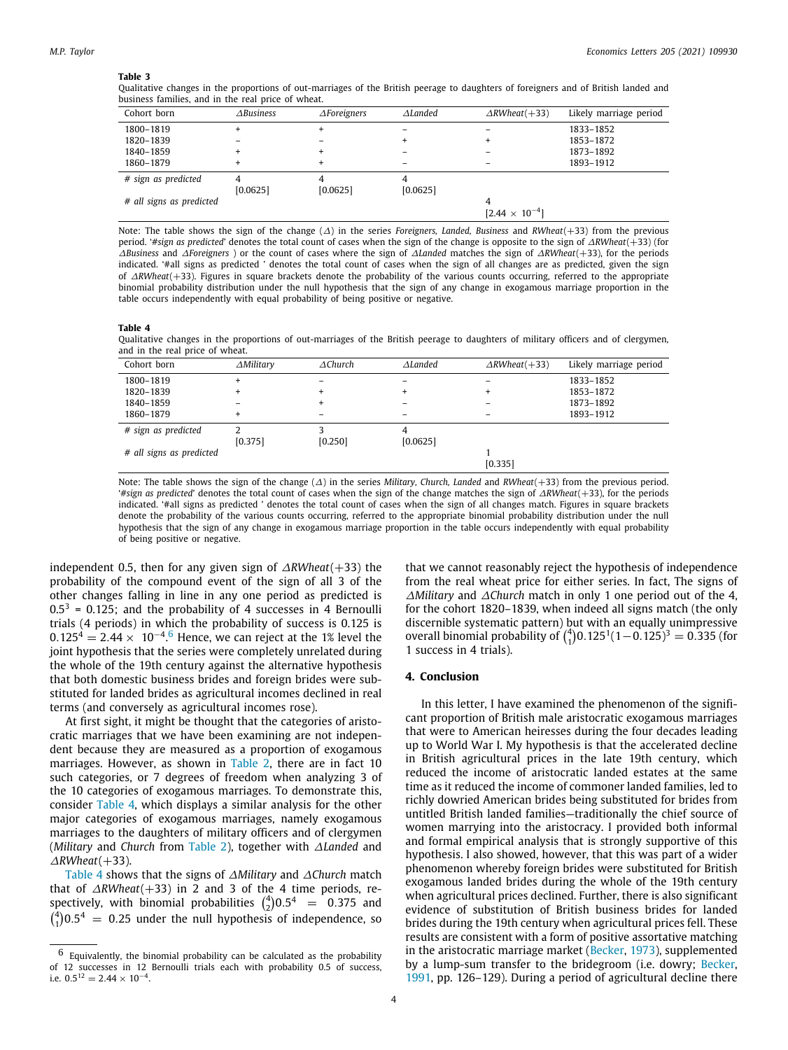**Table 3**
Qualitative changes in the proportions of out-marriages of the British peerage to daughters of foreigners and of British landed and business families, and in the real price of wheat.

| Cohort born | *ΔBusiness* | *ΔForeigners* | *ΔLanded* | *ΔRWheat*(+33) | Likely marriage period |
|---|---|---|---|---|---|
| 1800–1819 | + | + | – | – | 1833–1852 |
| 1820–1839 | – | – | + | + | 1853–1872 |
| 1840–1859 | + | + | – | – | 1873–1892 |
| 1860–1879 | + | + | – | – | 1893–1912 |
| *# sign as predicted* | 4 [0.0625] | 4 [0.0625] | 4 [0.0625] | | |
| *# all signs as predicted* | | | | 4 [$2.44 \times 10^{-4}$] | |

Note: The table shows the sign of the change (Δ) in the series *Foreigners, Landed, Business* and *RWheat*(+33) from the previous period. '*#sign as predicted*' denotes the total count of cases when the sign of the change is opposite to the sign of *ΔRWheat*(+33) (for *ΔBusiness* and *ΔForeigners* ) or the count of cases where the sign of *ΔLanded* matches the sign of *ΔRWheat*(+33), for the periods indicated. '#all signs as predicted ' denotes the total count of cases when the sign of all changes are as predicted, given the sign of *ΔRWheat*(+33). Figures in square brackets denote the probability of the various counts occurring, referred to the appropriate binomial probability distribution under the null hypothesis that the sign of any change in exogamous marriage proportion in the table occurs independently with equal probability of being positive or negative.

**Table 4**
Qualitative changes in the proportions of out-marriages of the British peerage to daughters of military officers and of clergymen, and in the real price of wheat.

| Cohort born | *ΔMilitary* | *ΔChurch* | *ΔLanded* | *ΔRWheat*(+33) | Likely marriage period |
|---|---|---|---|---|---|
| 1800–1819 | + | – | – | – | 1833–1852 |
| 1820–1839 | + | + | + | + | 1853–1872 |
| 1840–1859 | – | + | – | – | 1873–1892 |
| 1860–1879 | + | – | – | – | 1893–1912 |
| *# sign as predicted* | 2 [0.375] | 3 [0.250] | 4 [0.0625] | | |
| *# all signs as predicted* | | | | 1 [0.335] | |

Note: The table shows the sign of the change (Δ) in the series *Military, Church, Landed* and *RWheat*(+33) from the previous period. '*#sign as predicted*' denotes the total count of cases when the sign of the change matches the sign of *ΔRWheat*(+33), for the periods indicated. '#all signs as predicted ' denotes the total count of cases when the sign of all changes match. Figures in square brackets denote the probability of the various counts occurring, referred to the appropriate binomial probability distribution under the null hypothesis that the sign of any change in exogamous marriage proportion in the table occurs independently with equal probability of being positive or negative.

independent 0.5, then for any given sign of *ΔRWheat*(+33) the probability of the compound event of the sign of all 3 of the other changes falling in line in any one period as predicted is $0.5^3 = 0.125$; and the probability of 4 successes in 4 Bernoulli trials (4 periods) in which the probability of success is 0.125 is $0.125^4 = 2.44 \times 10^{-4}$.[6] Hence, we can reject at the 1% level the joint hypothesis that the series were completely unrelated during the whole of the 19th century against the alternative hypothesis that both domestic business brides and foreign brides were substituted for landed brides as agricultural incomes declined in real terms (and conversely as agricultural incomes rose).

At first sight, it might be thought that the categories of aristocratic marriages that we have been examining are not independent because they are measured as a proportion of exogamous marriages. However, as shown in Table 2, there are in fact 10 such categories, or 7 degrees of freedom when analyzing 3 of the 10 categories of exogamous marriages. To demonstrate this, consider Table 4, which displays a similar analysis for the other major categories of exogamous marriages, namely exogamous marriages to the daughters of military officers and of clergymen (*Military* and *Church* from Table 2), together with *ΔLanded* and *ΔRWheat*(+33).

Table 4 shows that the signs of *ΔMilitary* and *ΔChurch* match that of *ΔRWheat*(+33) in 2 and 3 of the 4 time periods, respectively, with binomial probabilities $\binom{4}{2}0.5^4 = 0.375$ and $\binom{4}{1}0.5^4 = 0.25$ under the null hypothesis of independence, so that we cannot reasonably reject the hypothesis of independence from the real wheat price for either series. In fact, The signs of *ΔMilitary* and *ΔChurch* match in only 1 one period out of the 4, for the cohort 1820–1839, when indeed all signs match (the only discernible systematic pattern) but with an equally unimpressive overall binomial probability of $\binom{4}{1}0.125^1(1-0.125)^3 = 0.335$ (for 1 success in 4 trials).

## 4. Conclusion

In this letter, I have examined the phenomenon of the significant proportion of British male aristocratic exogamous marriages that were to American heiresses during the four decades leading up to World War I. My hypothesis is that the accelerated decline in British agricultural prices in the late 19th century, which reduced the income of aristocratic landed estates at the same time as it reduced the income of commoner landed families, led to richly dowried American brides being substituted for brides from untitled British landed families—traditionally the chief source of women marrying into the aristocracy. I provided both informal and formal empirical analysis that is strongly supportive of this hypothesis. I also showed, however, that this was part of a wider phenomenon whereby foreign brides were substituted for British exogamous landed brides during the whole of the 19th century when agricultural prices declined. Further, there is also significant evidence of substitution of British business brides for landed brides during the 19th century when agricultural prices fell. These results are consistent with a form of positive assortative matching in the aristocratic marriage market (Becker, 1973), supplemented by a lump-sum transfer to the bridegroom (i.e. dowry; Becker, 1991, pp. 126–129). During a period of agricultural decline there

[6] Equivalently, the binomial probability can be calculated as the probability of 12 successes in 12 Bernoulli trials each with probability 0.5 of success, i.e. $0.5^{12} = 2.44 \times 10^{-4}$.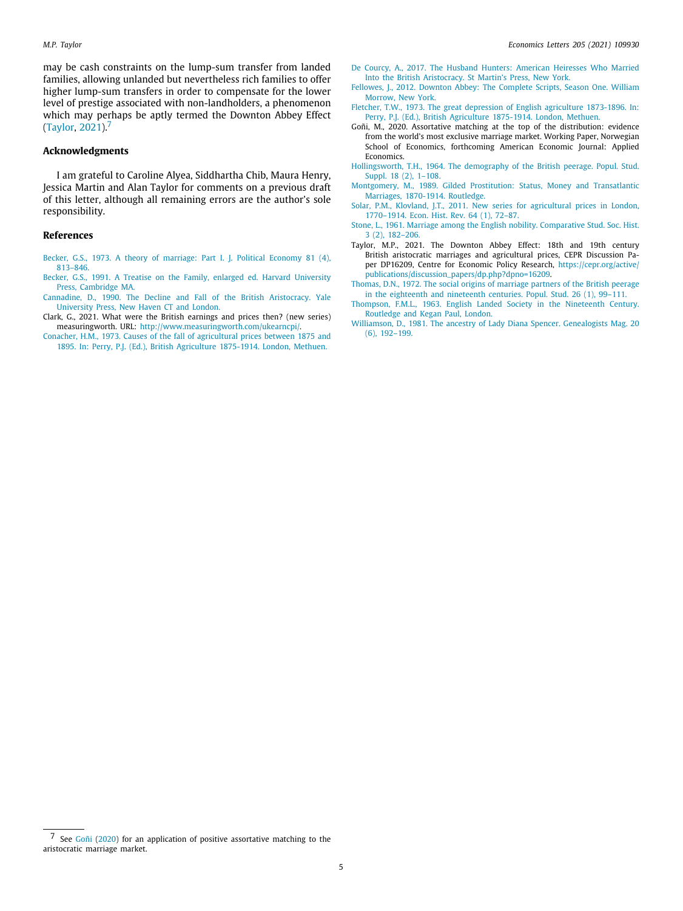may be cash constraints on the lump-sum transfer from landed families, allowing unlanded but nevertheless rich families to offer higher lump-sum transfers in order to compensate for the lower level of prestige associated with non-landholders, a phenomenon which may perhaps be aptly termed the Downton Abbey Effect (Taylor, 2021).[7]

## Acknowledgments

I am grateful to Caroline Alyea, Siddhartha Chib, Maura Henry, Jessica Martin and Alan Taylor for comments on a previous draft of this letter, although all remaining errors are the author's sole responsibility.

## References

Becker, G.S., 1973. A theory of marriage: Part I. J. Political Economy 81 (4), 813–846.

Becker, G.S., 1991. A Treatise on the Family, enlarged ed. Harvard University Press, Cambridge MA.

Cannadine, D., 1990. The Decline and Fall of the British Aristocracy. Yale University Press, New Haven CT and London.

Clark, G., 2021. What were the British earnings and prices then? (new series) measuringworth. URL: http://www.measuringworth.com/ukearncpi/.

Conacher, H.M., 1973. Causes of the fall of agricultural prices between 1875 and 1895. In: Perry, P.J. (Ed.), British Agriculture 1875-1914. London, Methuen.

De Courcy, A., 2017. The Husband Hunters: American Heiresses Who Married Into the British Aristocracy. St Martin's Press, New York.

Fellowes, J., 2012. Downton Abbey: The Complete Scripts, Season One. William Morrow, New York.

Fletcher, T.W., 1973. The great depression of English agriculture 1873-1896. In: Perry, P.J. (Ed.), British Agriculture 1875-1914. London, Methuen.

Goñi, M., 2020. Assortative matching at the top of the distribution: evidence from the world's most exclusive marriage market. Working Paper, Norwegian School of Economics, forthcoming American Economic Journal: Applied Economics.

Hollingsworth, T.H., 1964. The demography of the British peerage. Popul. Stud. Suppl. 18 (2), 1–108.

Montgomery, M., 1989. Gilded Prostitution: Status, Money and Transatlantic Marriages, 1870-1914. Routledge.

Solar, P.M., Klovland, J.T., 2011. New series for agricultural prices in London, 1770–1914. Econ. Hist. Rev. 64 (1), 72–87.

Stone, L., 1961. Marriage among the English nobility. Comparative Stud. Soc. Hist. 3 (2), 182–206.

Taylor, M.P., 2021. The Downton Abbey Effect: 18th and 19th century British aristocratic marriages and agricultural prices, CEPR Discussion Paper DP16209, Centre for Economic Policy Research, https://cepr.org/active/publications/discussion_papers/dp.php?dpno=16209.

Thomas, D.N., 1972. The social origins of marriage partners of the British peerage in the eighteenth and nineteenth centuries. Popul. Stud. 26 (1), 99–111.

Thompson, F.M.L., 1963. English Landed Society in the Nineteenth Century. Routledge and Kegan Paul, London.

Williamson, D., 1981. The ancestry of Lady Diana Spencer. Genealogists Mag. 20 (6), 192–199.

[7] See Goñi (2020) for an application of positive assortative matching to the aristocratic marriage market.